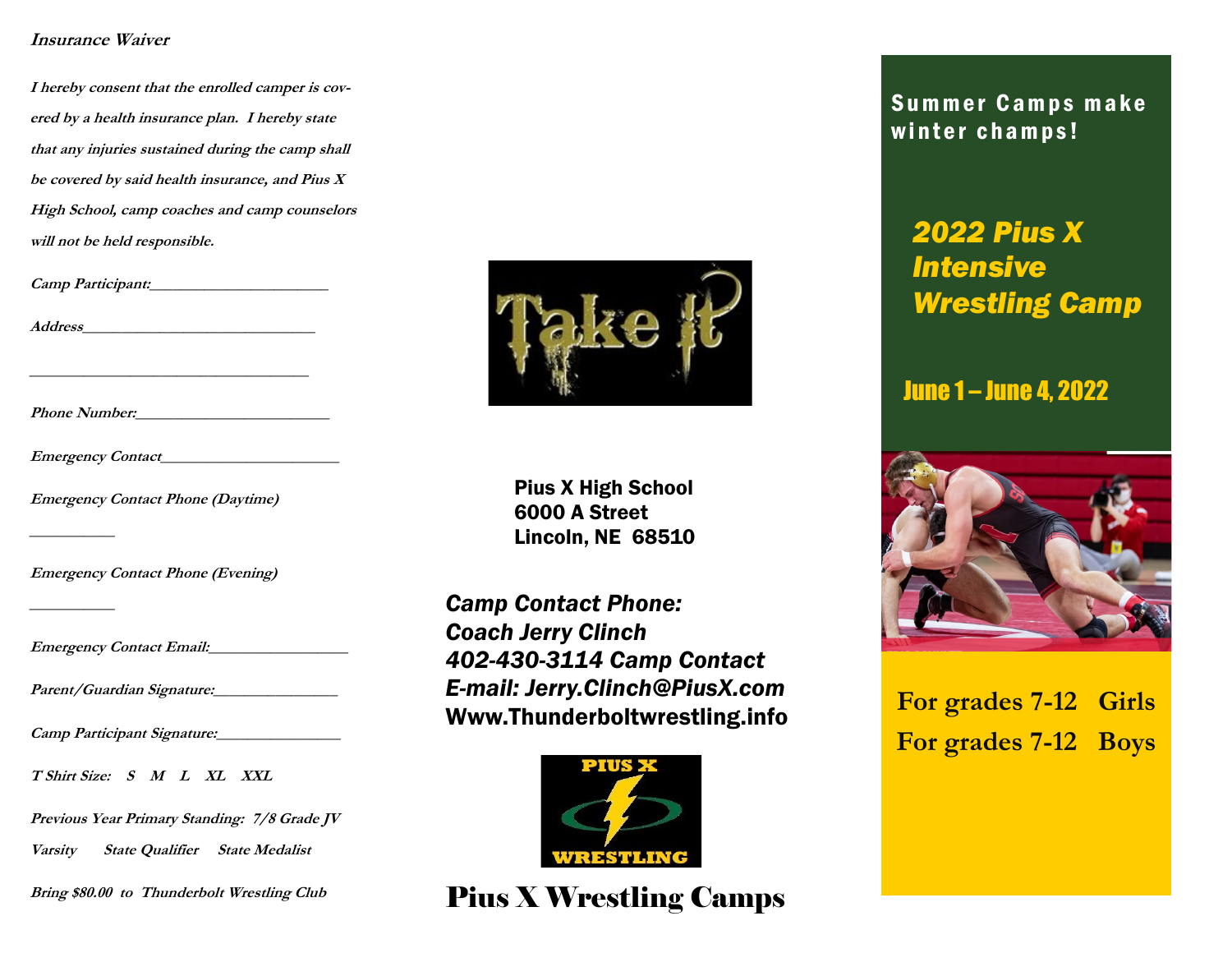### *Insurance Waiver*

*I hereby consent that the enrolled camper is covered by a health insurance plan. I hereby state that any injuries sustained during the camp shall be covered by said health insurance, and Pius X High School, camp coaches and camp counselors will not be held responsible.*

*Camp Participant:______________________*

*Address______________________________*

*___________________________________*

*Phone Number:________________________*

*Emergency Contact______________________*

*Emergency Contact Phone (Daytime)*

*__________*

*Emergency Contact Phone (Evening)*

*__________*

*Emergency Contact Email:_________________*

*Parent/Guardian Signature:_______________*

*Camp Participant Signature:_______________*

*T Shirt Size: S M L XL XXL*

*Previous Year Primary Standing: 7/8 Grade JV Varsity State Qualifier State Medalist*

*Bring $80.00 to Thunderbolt Wrestling Club*

Take it

**Pius X High School**
**6000 A Street**
**Lincoln, NE 68510**

***Camp Contact Phone:***
***Coach Jerry Clinch***
***402-430-3114 Camp Contact***
***E-mail: Jerry.Clinch@PiusX.com***
**Www.Thunderboltwrestling.info**

PIUS X WRESTLING

# Pius X Wrestling Camps

**Summer Camps make winter champs!**

# *2022 Pius X Intensive Wrestling Camp*

**June 1 – June 4, 2022**

For grades 7-12 Girls
For grades 7-12 Boys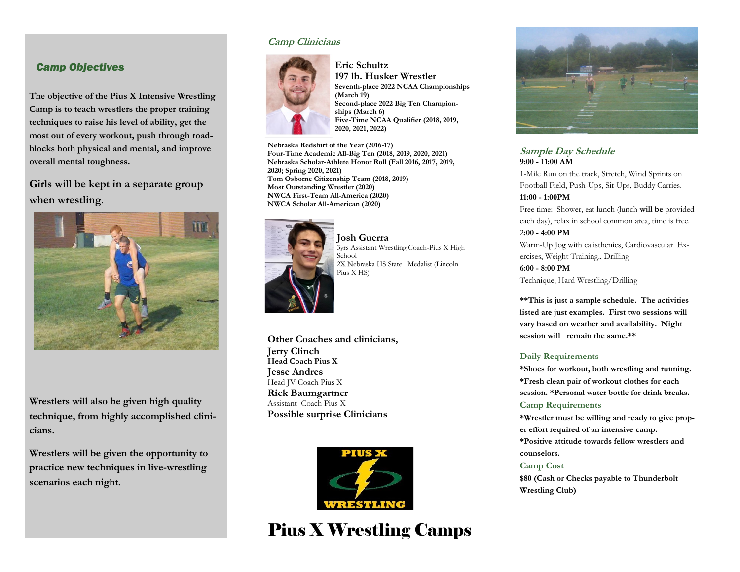## Camp Objectives

**The objective of the Pius X Intensive Wrestling Camp is to teach wrestlers the proper training techniques to raise his level of ability, get the most out of every workout, push through road-blocks both physical and mental, and improve overall mental toughness.**

**Girls will be kept in a separate group when wrestling.**

**Wrestlers will also be given high quality technique, from highly accomplished clinicians.**

**Wrestlers will be given the opportunity to practice new techniques in live-wrestling scenarios each night.**

## Camp Clinicians

**Eric Schultz**
**197 lb. Husker Wrestler**
**Seventh-place 2022 NCAA Championships (March 19)**
**Second-place 2022 Big Ten Championships (March 6)**
**Five-Time NCAA Qualifier (2018, 2019, 2020, 2021, 2022)**
**Nebraska Redshirt of the Year (2016-17)**
**Four-Time Academic All-Big Ten (2018, 2019, 2020, 2021)**
**Nebraska Scholar-Athlete Honor Roll (Fall 2016, 2017, 2019, 2020; Spring 2020, 2021)**
**Tom Osborne Citizenship Team (2018, 2019)**
**Most Outstanding Wrestler (2020)**
**NWCA First-Team All-America (2020)**
**NWCA Scholar All-American (2020)**

**Josh Guerra**
3yrs Assistant Wrestling Coach-Pius X High School
2X Nebraska HS State Medalist (Lincoln Pius X HS)

**Other Coaches and clinicians,**
**Jerry Clinch**
**Head Coach Pius X**
**Jesse Andres**
Head JV Coach Pius X
**Rick Baumgartner**
Assistant Coach Pius X
**Possible surprise Clinicians**

# Pius X Wrestling Camps

## Sample Day Schedule

**9:00 - 11:00 AM**
1-Mile Run on the track, Stretch, Wind Sprints on Football Field, Push-Ups, Sit-Ups, Buddy Carries.

**11:00 - 1:00PM**
Free time: Shower, eat lunch (lunch **will be** provided each day), relax in school common area, time is free.

**2:00 - 4:00 PM**
Warm-Up Jog with calisthenics, Cardiovascular Exercises, Weight Training., Drilling

**6:00 - 8:00 PM**
Technique, Hard Wrestling/Drilling

****This is just a sample schedule. The activities listed are just examples. First two sessions will vary based on weather and availability. Night session will remain the same.****

### Daily Requirements

**\*Shoes for workout, both wrestling and running.**
**\*Fresh clean pair of workout clothes for each session. \*Personal water bottle for drink breaks.**

### Camp Requirements

**\*Wrestler must be willing and ready to give proper effort required of an intensive camp.**
**\*Positive attitude towards fellow wrestlers and counselors.**

### Camp Cost

**$80 (Cash or Checks payable to Thunderbolt Wrestling Club)**